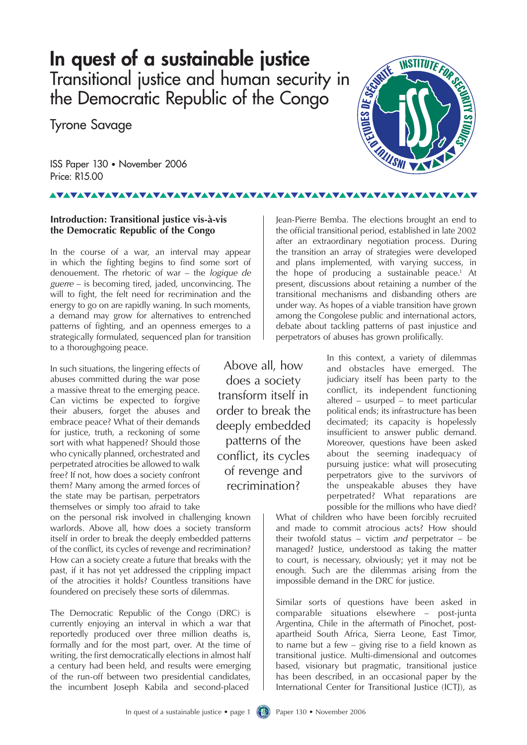# In quest of a sustainable justice

## Transitional justice and human security in the Democratic Republic of the Congo

Tyrone Savage

ISS Paper 130 • November 2006
Price: R15.00

### Introduction: Transitional justice vis-à-vis the Democratic Republic of the Congo

In the course of a war, an interval may appear in which the fighting begins to find some sort of denouement. The rhetoric of war – the *logique de guerre* – is becoming tired, jaded, unconvincing. The will to fight, the felt need for recrimination and the energy to go on are rapidly waning. In such moments, a demand may grow for alternatives to entrenched patterns of fighting, and an openness emerges to a strategically formulated, sequenced plan for transition to a thoroughgoing peace.

In such situations, the lingering effects of abuses committed during the war pose a massive threat to the emerging peace. Can victims be expected to forgive their abusers, forget the abuses and embrace peace? What of their demands for justice, truth, a reckoning of some sort with what happened? Should those who cynically planned, orchestrated and perpetrated atrocities be allowed to walk free? If not, how does a society confront them? Many among the armed forces of the state may be partisan, perpetrators themselves or simply too afraid to take on the personal risk involved in challenging known warlords. Above all, how does a society transform itself in order to break the deeply embedded patterns of the conflict, its cycles of revenge and recrimination? How can a society create a future that breaks with the past, if it has not yet addressed the crippling impact of the atrocities it holds? Countless transitions have foundered on precisely these sorts of dilemmas.

The Democratic Republic of the Congo (DRC) is currently enjoying an interval in which a war that reportedly produced over three million deaths is, formally and for the most part, over. At the time of writing, the first democratically elections in almost half a century had been held, and results were emerging of the run-off between two presidential candidates, the incumbent Joseph Kabila and second-placed Jean-Pierre Bemba. The elections brought an end to the official transitional period, established in late 2002 after an extraordinary negotiation process. During the transition an array of strategies were developed and plans implemented, with varying success, in the hope of producing a sustainable peace.[1] At present, discussions about retaining a number of the transitional mechanisms and disbanding others are under way. As hopes of a viable transition have grown among the Congolese public and international actors, debate about tackling patterns of past injustice and perpetrators of abuses has grown prolifically.

> Above all, how does a society transform itself in order to break the deeply embedded patterns of the conflict, its cycles of revenge and recrimination?

In this context, a variety of dilemmas and obstacles have emerged. The judiciary itself has been party to the conflict, its independent functioning altered – usurped – to meet particular political ends; its infrastructure has been decimated; its capacity is hopelessly insufficient to answer public demand. Moreover, questions have been asked about the seeming inadequacy of pursuing justice: what will prosecuting perpetrators give to the survivors of the unspeakable abuses they have perpetrated? What reparations are possible for the millions who have died? What of children who have been forcibly recruited and made to commit atrocious acts? How should their twofold status – victim *and* perpetrator – be managed? Justice, understood as taking the matter to court, is necessary, obviously; yet it may not be enough. Such are the dilemmas arising from the impossible demand in the DRC for justice.

Similar sorts of questions have been asked in comparable situations elsewhere – post-junta Argentina, Chile in the aftermath of Pinochet, post-apartheid South Africa, Sierra Leone, East Timor, to name but a few – giving rise to a field known as transitional justice. Multi-dimensional and outcomes based, visionary but pragmatic, transitional justice has been described, in an occasional paper by the International Center for Transitional Justice (ICTJ), as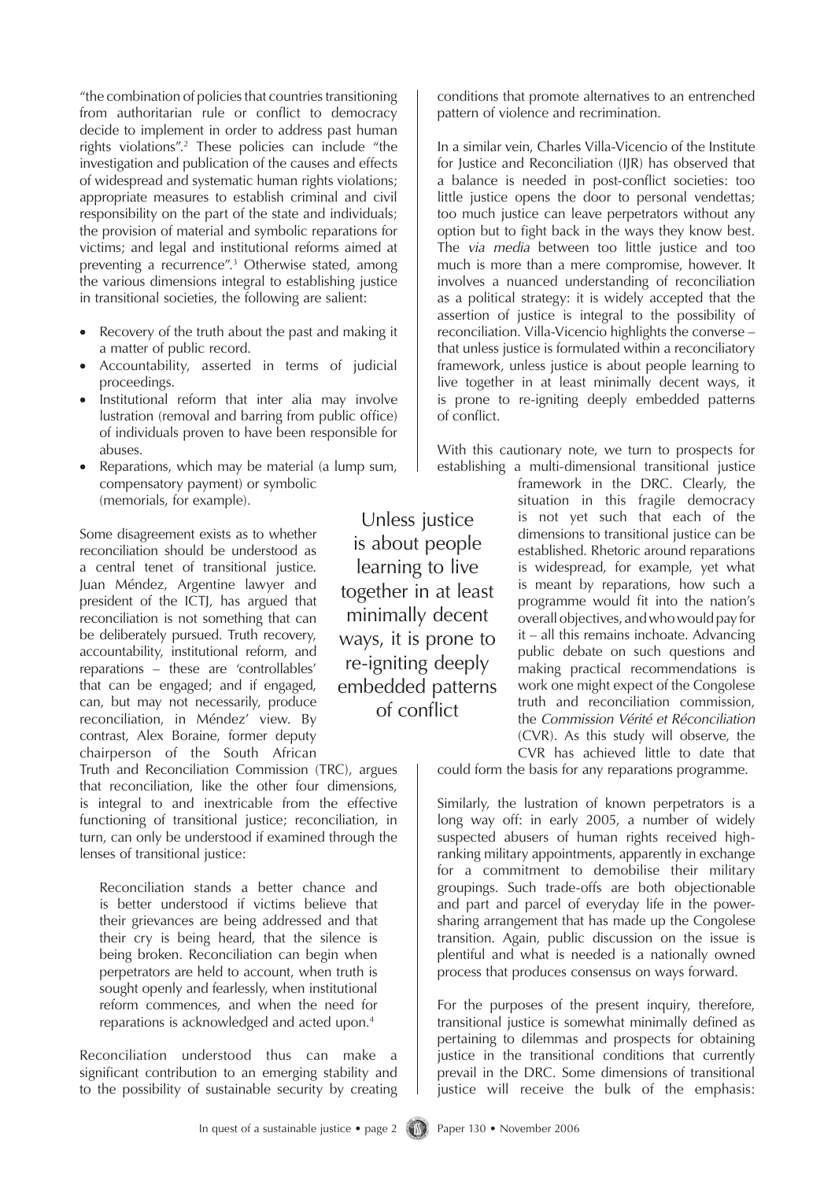"the combination of policies that countries transitioning from authoritarian rule or conflict to democracy decide to implement in order to address past human rights violations".[2] These policies can include "the investigation and publication of the causes and effects of widespread and systematic human rights violations; appropriate measures to establish criminal and civil responsibility on the part of the state and individuals; the provision of material and symbolic reparations for victims; and legal and institutional reforms aimed at preventing a recurrence".[3] Otherwise stated, among the various dimensions integral to establishing justice in transitional societies, the following are salient:

- Recovery of the truth about the past and making it a matter of public record.
- Accountability, asserted in terms of judicial proceedings.
- Institutional reform that inter alia may involve lustration (removal and barring from public office) of individuals proven to have been responsible for abuses.
- Reparations, which may be material (a lump sum, compensatory payment) or symbolic (memorials, for example).

Some disagreement exists as to whether reconciliation should be understood as a central tenet of transitional justice. Juan Méndez, Argentine lawyer and president of the ICTJ, has argued that reconciliation is not something that can be deliberately pursued. Truth recovery, accountability, institutional reform, and reparations – these are 'controllables' that can be engaged; and if engaged, can, but may not necessarily, produce reconciliation, in Méndez' view. By contrast, Alex Boraine, former deputy chairperson of the South African Truth and Reconciliation Commission (TRC), argues that reconciliation, like the other four dimensions, is integral to and inextricable from the effective functioning of transitional justice; reconciliation, in turn, can only be understood if examined through the lenses of transitional justice:

> Reconciliation stands a better chance and is better understood if victims believe that their grievances are being addressed and that their cry is being heard, that the silence is being broken. Reconciliation can begin when perpetrators are held to account, when truth is sought openly and fearlessly, when institutional reform commences, and when the need for reparations is acknowledged and acted upon.[4]

Reconciliation understood thus can make a significant contribution to an emerging stability and to the possibility of sustainable security by creating conditions that promote alternatives to an entrenched pattern of violence and recrimination.

In a similar vein, Charles Villa-Vicencio of the Institute for Justice and Reconciliation (IJR) has observed that a balance is needed in post-conflict societies: too little justice opens the door to personal vendettas; too much justice can leave perpetrators without any option but to fight back in the ways they know best. The *via media* between too little justice and too much is more than a mere compromise, however. It involves a nuanced understanding of reconciliation as a political strategy: it is widely accepted that the assertion of justice is integral to the possibility of reconciliation. Villa-Vicencio highlights the converse – that unless justice is formulated within a reconciliatory framework, unless justice is about people learning to live together in at least minimally decent ways, it is prone to re-igniting deeply embedded patterns of conflict.

> Unless justice is about people learning to live together in at least minimally decent ways, it is prone to re-igniting deeply embedded patterns of conflict

With this cautionary note, we turn to prospects for establishing a multi-dimensional transitional justice framework in the DRC. Clearly, the situation in this fragile democracy is not yet such that each of the dimensions to transitional justice can be established. Rhetoric around reparations is widespread, for example, yet what is meant by reparations, how such a programme would fit into the nation's overall objectives, and who would pay for it – all this remains inchoate. Advancing public debate on such questions and making practical recommendations is work one might expect of the Congolese truth and reconciliation commission, the *Commission Vérité et Réconciliation* (CVR). As this study will observe, the CVR has achieved little to date that could form the basis for any reparations programme.

Similarly, the lustration of known perpetrators is a long way off: in early 2005, a number of widely suspected abusers of human rights received high-ranking military appointments, apparently in exchange for a commitment to demobilise their military groupings. Such trade-offs are both objectionable and part and parcel of everyday life in the power-sharing arrangement that has made up the Congolese transition. Again, public discussion on the issue is plentiful and what is needed is a nationally owned process that produces consensus on ways forward.

For the purposes of the present inquiry, therefore, transitional justice is somewhat minimally defined as pertaining to dilemmas and prospects for obtaining justice in the transitional conditions that currently prevail in the DRC. Some dimensions of transitional justice will receive the bulk of the emphasis: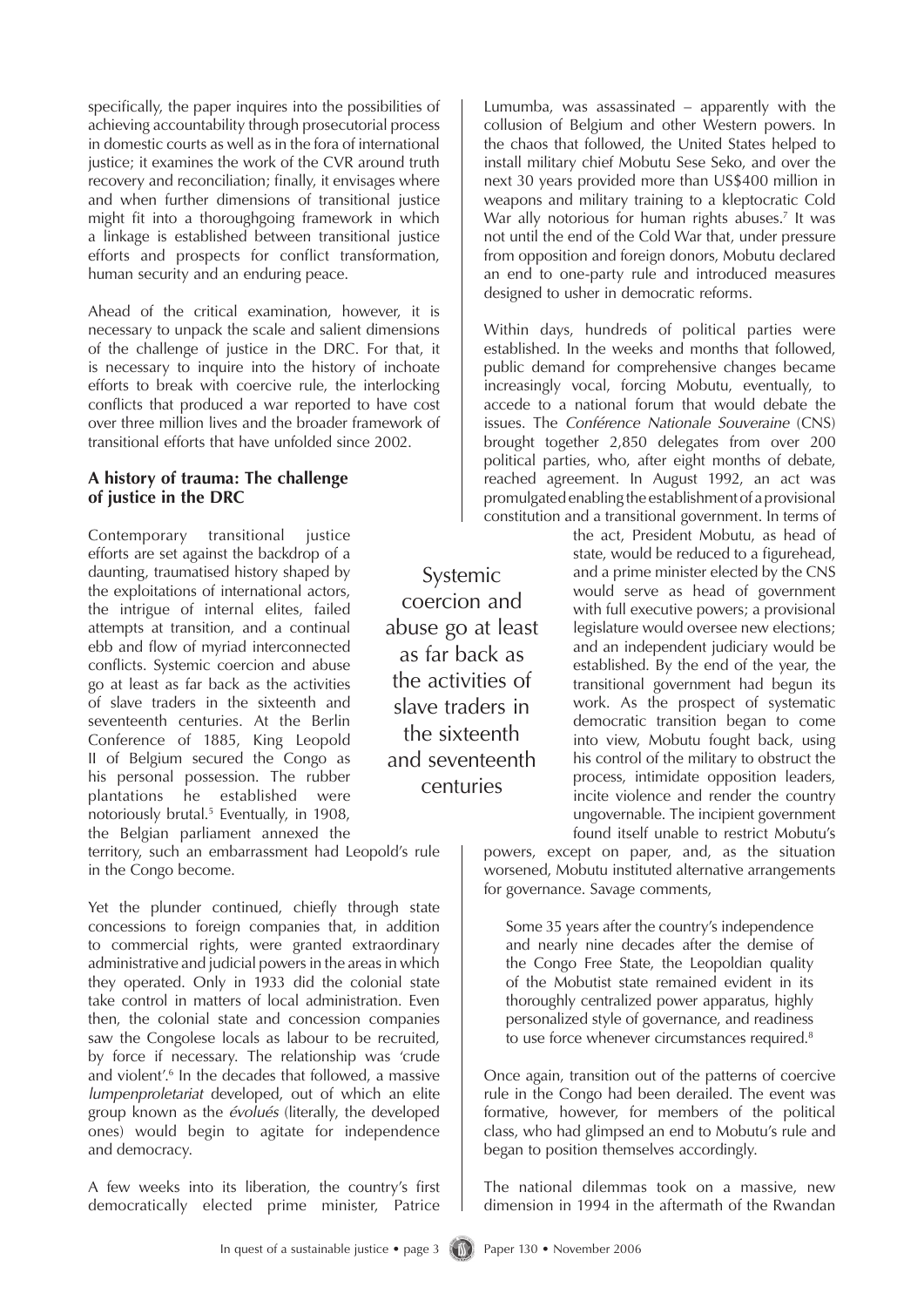specifically, the paper inquires into the possibilities of achieving accountability through prosecutorial process in domestic courts as well as in the fora of international justice; it examines the work of the CVR around truth recovery and reconciliation; finally, it envisages where and when further dimensions of transitional justice might fit into a thoroughgoing framework in which a linkage is established between transitional justice efforts and prospects for conflict transformation, human security and an enduring peace.

Ahead of the critical examination, however, it is necessary to unpack the scale and salient dimensions of the challenge of justice in the DRC. For that, it is necessary to inquire into the history of inchoate efforts to break with coercive rule, the interlocking conflicts that produced a war reported to have cost over three million lives and the broader framework of transitional efforts that have unfolded since 2002.

## A history of trauma: The challenge of justice in the DRC

Contemporary transitional justice efforts are set against the backdrop of a daunting, traumatised history shaped by the exploitations of international actors, the intrigue of internal elites, failed attempts at transition, and a continual ebb and flow of myriad interconnected conflicts. Systemic coercion and abuse go at least as far back as the activities of slave traders in the sixteenth and seventeenth centuries. At the Berlin Conference of 1885, King Leopold II of Belgium secured the Congo as his personal possession. The rubber plantations he established were notoriously brutal.[5] Eventually, in 1908, the Belgian parliament annexed the territory, such an embarrassment had Leopold's rule in the Congo become.

> Systemic coercion and abuse go at least as far back as the activities of slave traders in the sixteenth and seventeenth centuries

Yet the plunder continued, chiefly through state concessions to foreign companies that, in addition to commercial rights, were granted extraordinary administrative and judicial powers in the areas in which they operated. Only in 1933 did the colonial state take control in matters of local administration. Even then, the colonial state and concession companies saw the Congolese locals as labour to be recruited, by force if necessary. The relationship was 'crude and violent'.[6] In the decades that followed, a massive *lumpenproletariat* developed, out of which an elite group known as the *évolués* (literally, the developed ones) would begin to agitate for independence and democracy.

A few weeks into its liberation, the country's first democratically elected prime minister, Patrice Lumumba, was assassinated – apparently with the collusion of Belgium and other Western powers. In the chaos that followed, the United States helped to install military chief Mobutu Sese Seko, and over the next 30 years provided more than US$400 million in weapons and military training to a kleptocratic Cold War ally notorious for human rights abuses.[7] It was not until the end of the Cold War that, under pressure from opposition and foreign donors, Mobutu declared an end to one-party rule and introduced measures designed to usher in democratic reforms.

Within days, hundreds of political parties were established. In the weeks and months that followed, public demand for comprehensive changes became increasingly vocal, forcing Mobutu, eventually, to accede to a national forum that would debate the issues. The *Conférence Nationale Souveraine* (CNS) brought together 2,850 delegates from over 200 political parties, who, after eight months of debate, reached agreement. In August 1992, an act was promulgated enabling the establishment of a provisional constitution and a transitional government. In terms of the act, President Mobutu, as head of state, would be reduced to a figurehead, and a prime minister elected by the CNS would serve as head of government with full executive powers; a provisional legislature would oversee new elections; and an independent judiciary would be established. By the end of the year, the transitional government had begun its work. As the prospect of systematic democratic transition began to come into view, Mobutu fought back, using his control of the military to obstruct the process, intimidate opposition leaders, incite violence and render the country ungovernable. The incipient government found itself unable to restrict Mobutu's powers, except on paper, and, as the situation worsened, Mobutu instituted alternative arrangements for governance. Savage comments,

> Some 35 years after the country's independence and nearly nine decades after the demise of the Congo Free State, the Leopoldian quality of the Mobutist state remained evident in its thoroughly centralized power apparatus, highly personalized style of governance, and readiness to use force whenever circumstances required.[8]

Once again, transition out of the patterns of coercive rule in the Congo had been derailed. The event was formative, however, for members of the political class, who had glimpsed an end to Mobutu's rule and began to position themselves accordingly.

The national dilemmas took on a massive, new dimension in 1994 in the aftermath of the Rwandan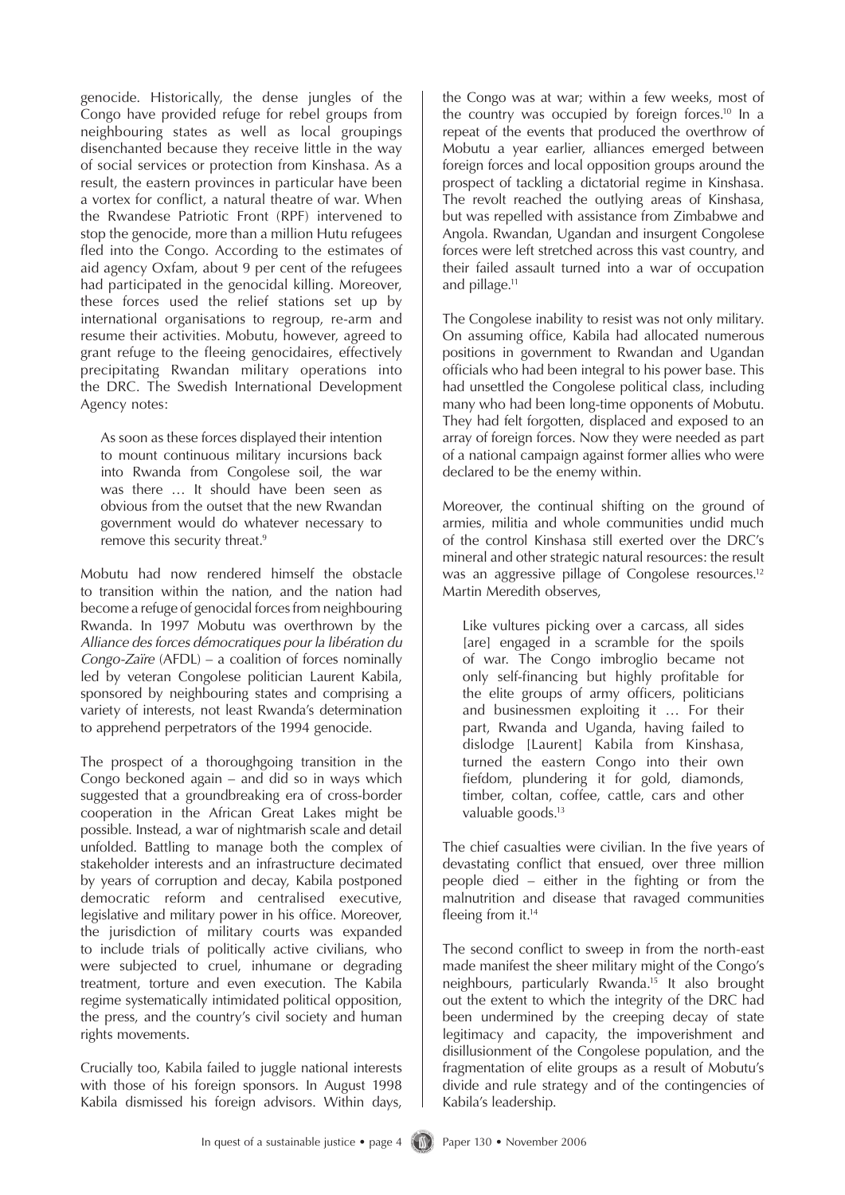genocide. Historically, the dense jungles of the Congo have provided refuge for rebel groups from neighbouring states as well as local groupings disenchanted because they receive little in the way of social services or protection from Kinshasa. As a result, the eastern provinces in particular have been a vortex for conflict, a natural theatre of war. When the Rwandese Patriotic Front (RPF) intervened to stop the genocide, more than a million Hutu refugees fled into the Congo. According to the estimates of aid agency Oxfam, about 9 per cent of the refugees had participated in the genocidal killing. Moreover, these forces used the relief stations set up by international organisations to regroup, re-arm and resume their activities. Mobutu, however, agreed to grant refuge to the fleeing genocidaires, effectively precipitating Rwandan military operations into the DRC. The Swedish International Development Agency notes:

> As soon as these forces displayed their intention to mount continuous military incursions back into Rwanda from Congolese soil, the war was there … It should have been seen as obvious from the outset that the new Rwandan government would do whatever necessary to remove this security threat.[9]

Mobutu had now rendered himself the obstacle to transition within the nation, and the nation had become a refuge of genocidal forces from neighbouring Rwanda. In 1997 Mobutu was overthrown by the *Alliance des forces démocratiques pour la libération du Congo-Zaïre* (AFDL) – a coalition of forces nominally led by veteran Congolese politician Laurent Kabila, sponsored by neighbouring states and comprising a variety of interests, not least Rwanda's determination to apprehend perpetrators of the 1994 genocide.

The prospect of a thoroughgoing transition in the Congo beckoned again – and did so in ways which suggested that a groundbreaking era of cross-border cooperation in the African Great Lakes might be possible. Instead, a war of nightmarish scale and detail unfolded. Battling to manage both the complex of stakeholder interests and an infrastructure decimated by years of corruption and decay, Kabila postponed democratic reform and centralised executive, legislative and military power in his office. Moreover, the jurisdiction of military courts was expanded to include trials of politically active civilians, who were subjected to cruel, inhumane or degrading treatment, torture and even execution. The Kabila regime systematically intimidated political opposition, the press, and the country's civil society and human rights movements.

Crucially too, Kabila failed to juggle national interests with those of his foreign sponsors. In August 1998 Kabila dismissed his foreign advisors. Within days, the Congo was at war; within a few weeks, most of the country was occupied by foreign forces.[10] In a repeat of the events that produced the overthrow of Mobutu a year earlier, alliances emerged between foreign forces and local opposition groups around the prospect of tackling a dictatorial regime in Kinshasa. The revolt reached the outlying areas of Kinshasa, but was repelled with assistance from Zimbabwe and Angola. Rwandan, Ugandan and insurgent Congolese forces were left stretched across this vast country, and their failed assault turned into a war of occupation and pillage.[11]

The Congolese inability to resist was not only military. On assuming office, Kabila had allocated numerous positions in government to Rwandan and Ugandan officials who had been integral to his power base. This had unsettled the Congolese political class, including many who had been long-time opponents of Mobutu. They had felt forgotten, displaced and exposed to an array of foreign forces. Now they were needed as part of a national campaign against former allies who were declared to be the enemy within.

Moreover, the continual shifting on the ground of armies, militia and whole communities undid much of the control Kinshasa still exerted over the DRC's mineral and other strategic natural resources: the result was an aggressive pillage of Congolese resources.[12] Martin Meredith observes,

> Like vultures picking over a carcass, all sides [are] engaged in a scramble for the spoils of war. The Congo imbroglio became not only self-financing but highly profitable for the elite groups of army officers, politicians and businessmen exploiting it … For their part, Rwanda and Uganda, having failed to dislodge [Laurent] Kabila from Kinshasa, turned the eastern Congo into their own fiefdom, plundering it for gold, diamonds, timber, coltan, coffee, cattle, cars and other valuable goods.[13]

The chief casualties were civilian. In the five years of devastating conflict that ensued, over three million people died – either in the fighting or from the malnutrition and disease that ravaged communities fleeing from it.[14]

The second conflict to sweep in from the north-east made manifest the sheer military might of the Congo's neighbours, particularly Rwanda.[15] It also brought out the extent to which the integrity of the DRC had been undermined by the creeping decay of state legitimacy and capacity, the impoverishment and disillusionment of the Congolese population, and the fragmentation of elite groups as a result of Mobutu's divide and rule strategy and of the contingencies of Kabila's leadership.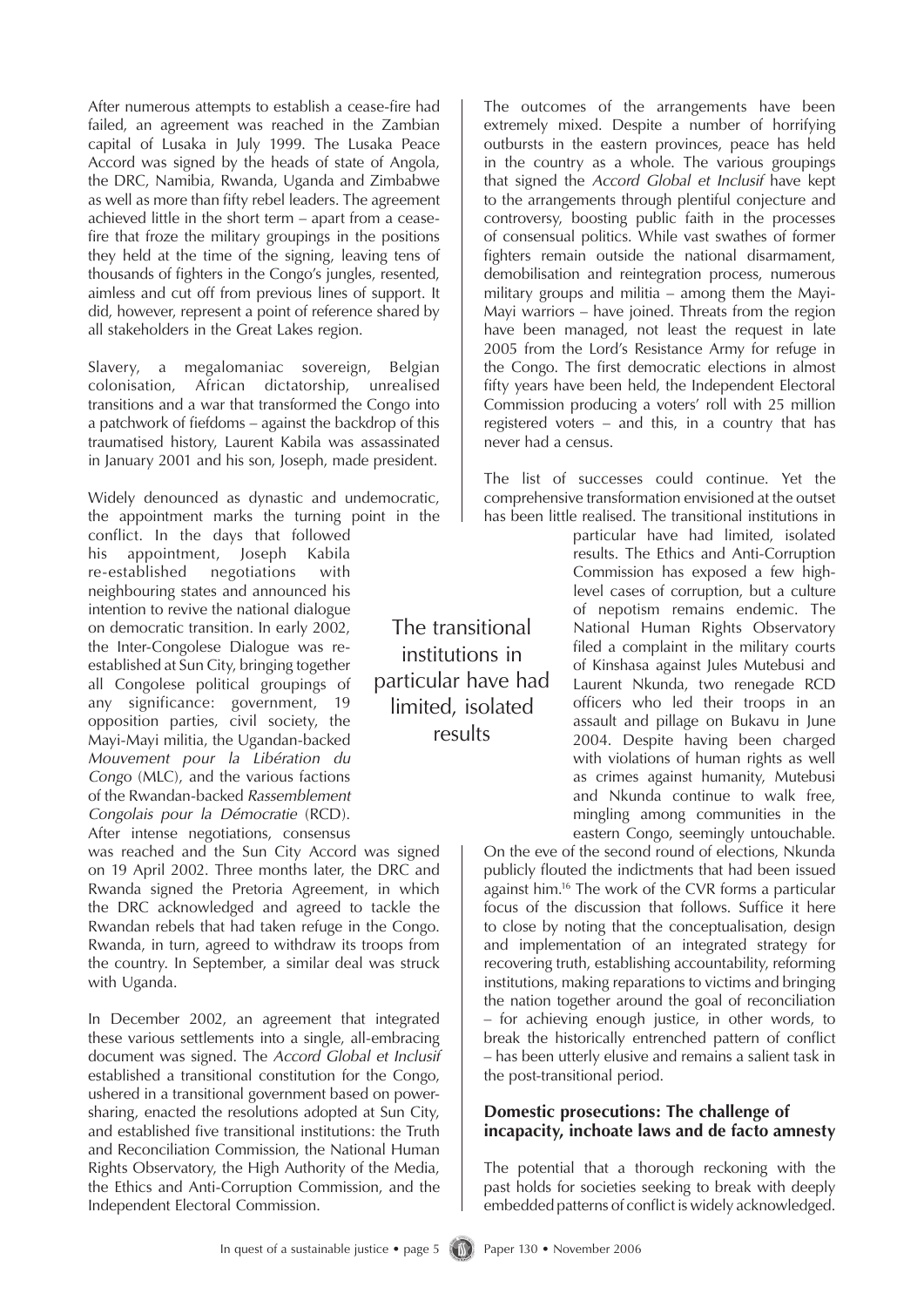After numerous attempts to establish a cease-fire had failed, an agreement was reached in the Zambian capital of Lusaka in July 1999. The Lusaka Peace Accord was signed by the heads of state of Angola, the DRC, Namibia, Rwanda, Uganda and Zimbabwe as well as more than fifty rebel leaders. The agreement achieved little in the short term – apart from a cease-fire that froze the military groupings in the positions they held at the time of the signing, leaving tens of thousands of fighters in the Congo's jungles, resented, aimless and cut off from previous lines of support. It did, however, represent a point of reference shared by all stakeholders in the Great Lakes region.

Slavery, a megalomaniac sovereign, Belgian colonisation, African dictatorship, unrealised transitions and a war that transformed the Congo into a patchwork of fiefdoms – against the backdrop of this traumatised history, Laurent Kabila was assassinated in January 2001 and his son, Joseph, made president.

Widely denounced as dynastic and undemocratic, the appointment marks the turning point in the conflict. In the days that followed his appointment, Joseph Kabila re-established negotiations with neighbouring states and announced his intention to revive the national dialogue on democratic transition. In early 2002, the Inter-Congolese Dialogue was re-established at Sun City, bringing together all Congolese political groupings of any significance: government, 19 opposition parties, civil society, the Mayi-Mayi militia, the Ugandan-backed *Mouvement pour la Libération du Congo* (MLC), and the various factions of the Rwandan-backed *Rassemblement Congolais pour la Démocratie* (RCD). After intense negotiations, consensus was reached and the Sun City Accord was signed on 19 April 2002. Three months later, the DRC and Rwanda signed the Pretoria Agreement, in which the DRC acknowledged and agreed to tackle the Rwandan rebels that had taken refuge in the Congo. Rwanda, in turn, agreed to withdraw its troops from the country. In September, a similar deal was struck with Uganda.

In December 2002, an agreement that integrated these various settlements into a single, all-embracing document was signed. The *Accord Global et Inclusif* established a transitional constitution for the Congo, ushered in a transitional government based on power-sharing, enacted the resolutions adopted at Sun City, and established five transitional institutions: the Truth and Reconciliation Commission, the National Human Rights Observatory, the High Authority of the Media, the Ethics and Anti-Corruption Commission, and the Independent Electoral Commission.

The outcomes of the arrangements have been extremely mixed. Despite a number of horrifying outbursts in the eastern provinces, peace has held in the country as a whole. The various groupings that signed the *Accord Global et Inclusif* have kept to the arrangements through plentiful conjecture and controversy, boosting public faith in the processes of consensual politics. While vast swathes of former fighters remain outside the national disarmament, demobilisation and reintegration process, numerous military groups and militia – among them the Mayi-Mayi warriors – have joined. Threats from the region have been managed, not least the request in late 2005 from the Lord's Resistance Army for refuge in the Congo. The first democratic elections in almost fifty years have been held, the Independent Electoral Commission producing a voters' roll with 25 million registered voters – and this, in a country that has never had a census.

The list of successes could continue. Yet the comprehensive transformation envisioned at the outset has been little realised. The transitional institutions in particular have had limited, isolated results. The Ethics and Anti-Corruption Commission has exposed a few high-level cases of corruption, but a culture of nepotism remains endemic. The National Human Rights Observatory filed a complaint in the military courts of Kinshasa against Jules Mutebusi and Laurent Nkunda, two renegade RCD officers who led their troops in an assault and pillage on Bukavu in June 2004. Despite having been charged with violations of human rights as well as crimes against humanity, Mutebusi and Nkunda continue to walk free, mingling among communities in the eastern Congo, seemingly untouchable. On the eve of the second round of elections, Nkunda publicly flouted the indictments that had been issued against him.[16] The work of the CVR forms a particular focus of the discussion that follows. Suffice it here to close by noting that the conceptualisation, design and implementation of an integrated strategy for recovering truth, establishing accountability, reforming institutions, making reparations to victims and bringing the nation together around the goal of reconciliation – for achieving enough justice, in other words, to break the historically entrenched pattern of conflict – has been utterly elusive and remains a salient task in the post-transitional period.

> The transitional institutions in particular have had limited, isolated results

### Domestic prosecutions: The challenge of incapacity, inchoate laws and de facto amnesty

The potential that a thorough reckoning with the past holds for societies seeking to break with deeply embedded patterns of conflict is widely acknowledged.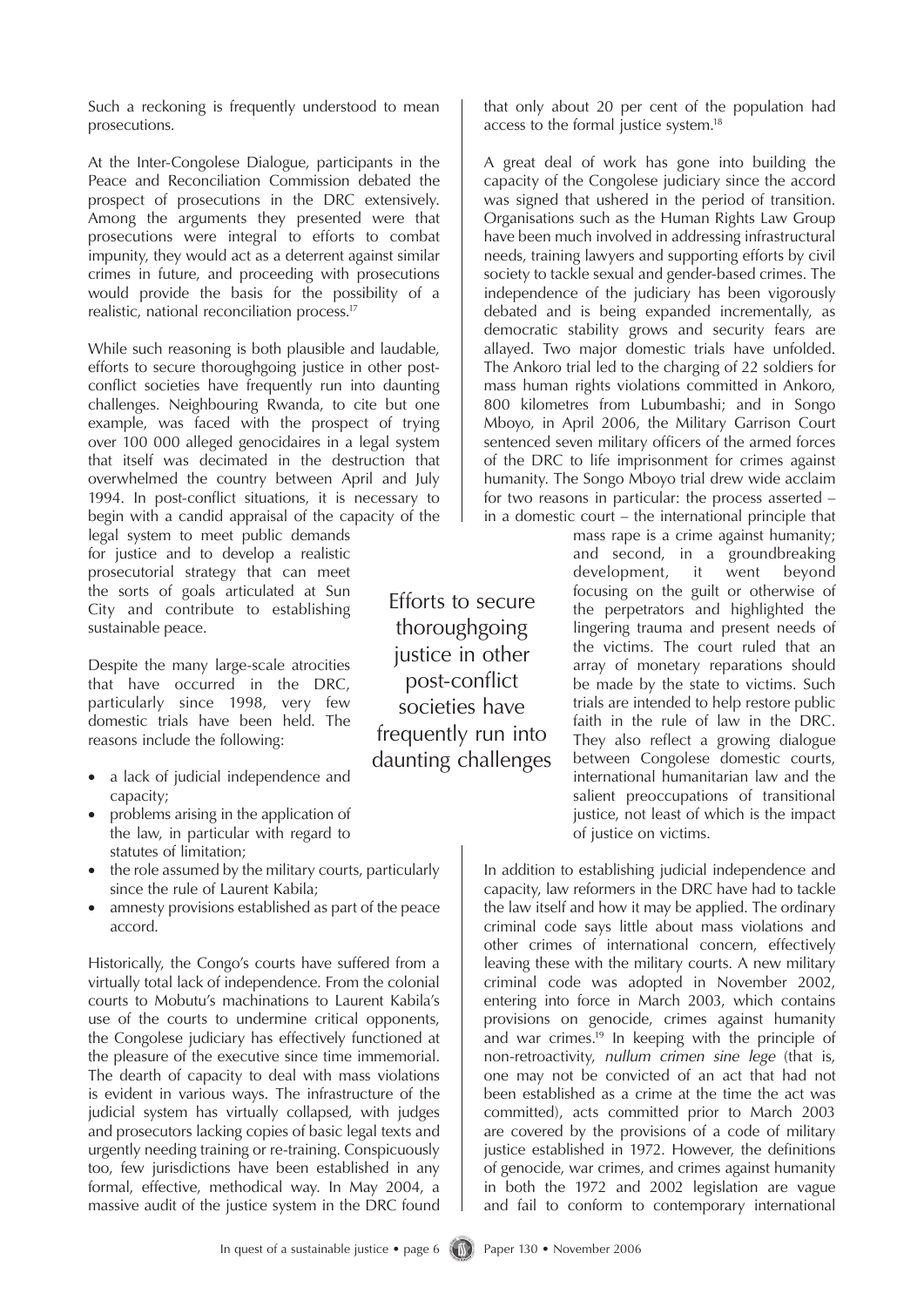Such a reckoning is frequently understood to mean prosecutions.

At the Inter-Congolese Dialogue, participants in the Peace and Reconciliation Commission debated the prospect of prosecutions in the DRC extensively. Among the arguments they presented were that prosecutions were integral to efforts to combat impunity, they would act as a deterrent against similar crimes in future, and proceeding with prosecutions would provide the basis for the possibility of a realistic, national reconciliation process.[17]

While such reasoning is both plausible and laudable, efforts to secure thoroughgoing justice in other post-conflict societies have frequently run into daunting challenges. Neighbouring Rwanda, to cite but one example, was faced with the prospect of trying over 100 000 alleged genocidaires in a legal system that itself was decimated in the destruction that overwhelmed the country between April and July 1994. In post-conflict situations, it is necessary to begin with a candid appraisal of the capacity of the legal system to meet public demands for justice and to develop a realistic prosecutorial strategy that can meet the sorts of goals articulated at Sun City and contribute to establishing sustainable peace.

Despite the many large-scale atrocities that have occurred in the DRC, particularly since 1998, very few domestic trials have been held. The reasons include the following:

- a lack of judicial independence and capacity;
- problems arising in the application of the law, in particular with regard to statutes of limitation;
- the role assumed by the military courts, particularly since the rule of Laurent Kabila;
- amnesty provisions established as part of the peace accord.

Historically, the Congo's courts have suffered from a virtually total lack of independence. From the colonial courts to Mobutu's machinations to Laurent Kabila's use of the courts to undermine critical opponents, the Congolese judiciary has effectively functioned at the pleasure of the executive since time immemorial. The dearth of capacity to deal with mass violations is evident in various ways. The infrastructure of the judicial system has virtually collapsed, with judges and prosecutors lacking copies of basic legal texts and urgently needing training or re-training. Conspicuously too, few jurisdictions have been established in any formal, effective, methodical way. In May 2004, a massive audit of the justice system in the DRC found that only about 20 per cent of the population had access to the formal justice system.[18]

A great deal of work has gone into building the capacity of the Congolese judiciary since the accord was signed that ushered in the period of transition. Organisations such as the Human Rights Law Group have been much involved in addressing infrastructural needs, training lawyers and supporting efforts by civil society to tackle sexual and gender-based crimes. The independence of the judiciary has been vigorously debated and is being expanded incrementally, as democratic stability grows and security fears are allayed. Two major domestic trials have unfolded. The Ankoro trial led to the charging of 22 soldiers for mass human rights violations committed in Ankoro, 800 kilometres from Lubumbashi; and in Songo Mboyo, in April 2006, the Military Garrison Court sentenced seven military officers of the armed forces of the DRC to life imprisonment for crimes against humanity. The Songo Mboyo trial drew wide acclaim for two reasons in particular: the process asserted – in a domestic court – the international principle that mass rape is a crime against humanity; and second, in a groundbreaking development, it went beyond focusing on the guilt or otherwise of the perpetrators and highlighted the lingering trauma and present needs of the victims. The court ruled that an array of monetary reparations should be made by the state to victims. Such trials are intended to help restore public faith in the rule of law in the DRC. They also reflect a growing dialogue between Congolese domestic courts, international humanitarian law and the salient preoccupations of transitional justice, not least of which is the impact of justice on victims.

> Efforts to secure thoroughgoing justice in other post-conflict societies have frequently run into daunting challenges

In addition to establishing judicial independence and capacity, law reformers in the DRC have had to tackle the law itself and how it may be applied. The ordinary criminal code says little about mass violations and other crimes of international concern, effectively leaving these with the military courts. A new military criminal code was adopted in November 2002, entering into force in March 2003, which contains provisions on genocide, crimes against humanity and war crimes.[19] In keeping with the principle of non-retroactivity, *nullum crimen sine lege* (that is, one may not be convicted of an act that had not been established as a crime at the time the act was committed), acts committed prior to March 2003 are covered by the provisions of a code of military justice established in 1972. However, the definitions of genocide, war crimes, and crimes against humanity in both the 1972 and 2002 legislation are vague and fail to conform to contemporary international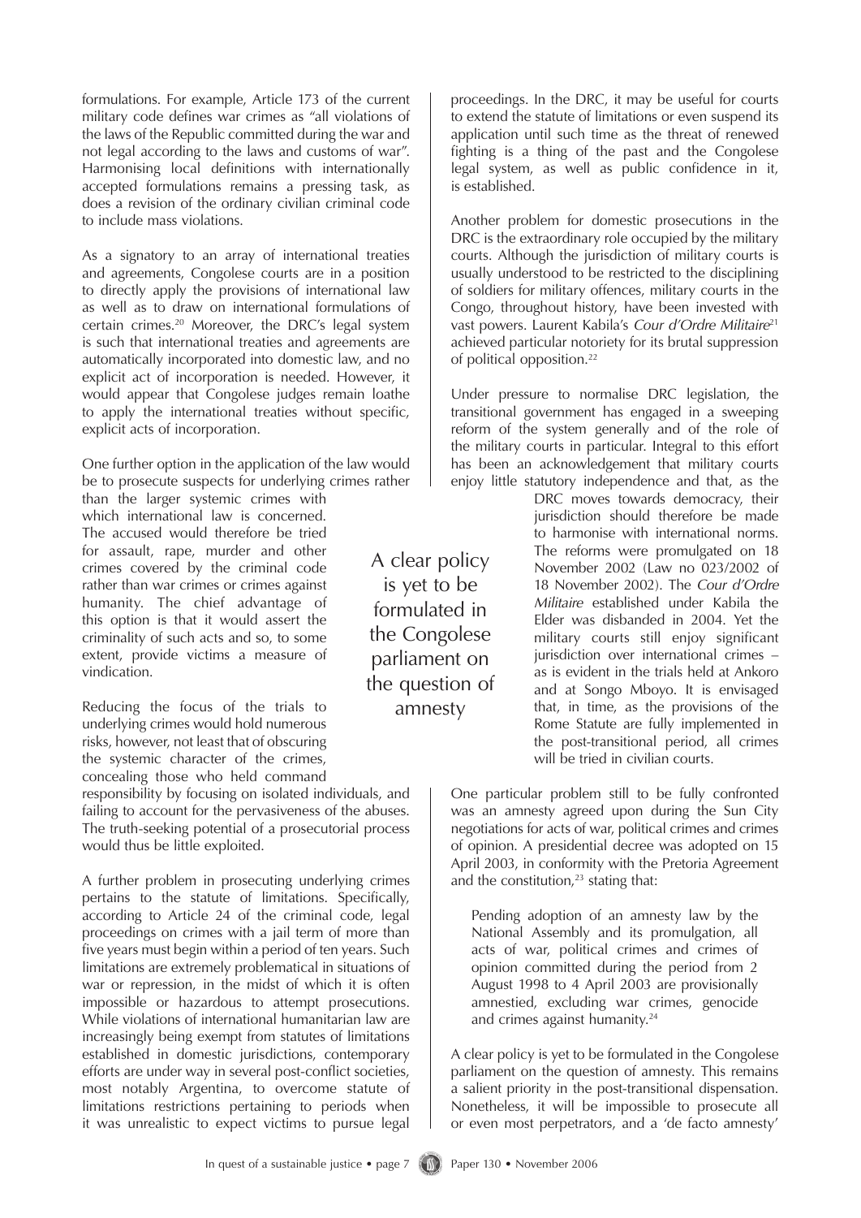formulations. For example, Article 173 of the current military code defines war crimes as "all violations of the laws of the Republic committed during the war and not legal according to the laws and customs of war". Harmonising local definitions with internationally accepted formulations remains a pressing task, as does a revision of the ordinary civilian criminal code to include mass violations.

As a signatory to an array of international treaties and agreements, Congolese courts are in a position to directly apply the provisions of international law as well as to draw on international formulations of certain crimes.[20] Moreover, the DRC's legal system is such that international treaties and agreements are automatically incorporated into domestic law, and no explicit act of incorporation is needed. However, it would appear that Congolese judges remain loathe to apply the international treaties without specific, explicit acts of incorporation.

One further option in the application of the law would be to prosecute suspects for underlying crimes rather than the larger systemic crimes with which international law is concerned. The accused would therefore be tried for assault, rape, murder and other crimes covered by the criminal code rather than war crimes or crimes against humanity. The chief advantage of this option is that it would assert the criminality of such acts and so, to some extent, provide victims a measure of vindication.

Reducing the focus of the trials to underlying crimes would hold numerous risks, however, not least that of obscuring the systemic character of the crimes, concealing those who held command responsibility by focusing on isolated individuals, and failing to account for the pervasiveness of the abuses. The truth-seeking potential of a prosecutorial process would thus be little exploited.

A further problem in prosecuting underlying crimes pertains to the statute of limitations. Specifically, according to Article 24 of the criminal code, legal proceedings on crimes with a jail term of more than five years must begin within a period of ten years. Such limitations are extremely problematical in situations of war or repression, in the midst of which it is often impossible or hazardous to attempt prosecutions. While violations of international humanitarian law are increasingly being exempt from statutes of limitations established in domestic jurisdictions, contemporary efforts are under way in several post-conflict societies, most notably Argentina, to overcome statute of limitations restrictions pertaining to periods when it was unrealistic to expect victims to pursue legal proceedings. In the DRC, it may be useful for courts to extend the statute of limitations or even suspend its application until such time as the threat of renewed fighting is a thing of the past and the Congolese legal system, as well as public confidence in it, is established.

Another problem for domestic prosecutions in the DRC is the extraordinary role occupied by the military courts. Although the jurisdiction of military courts is usually understood to be restricted to the disciplining of soldiers for military offences, military courts in the Congo, throughout history, have been invested with vast powers. Laurent Kabila's *Cour d'Ordre Militaire*[21] achieved particular notoriety for its brutal suppression of political opposition.[22]

Under pressure to normalise DRC legislation, the transitional government has engaged in a sweeping reform of the system generally and of the role of the military courts in particular. Integral to this effort has been an acknowledgement that military courts enjoy little statutory independence and that, as the DRC moves towards democracy, their jurisdiction should therefore be made to harmonise with international norms. The reforms were promulgated on 18 November 2002 (Law no 023/2002 of 18 November 2002). The *Cour d'Ordre Militaire* established under Kabila the Elder was disbanded in 2004. Yet the military courts still enjoy significant jurisdiction over international crimes – as is evident in the trials held at Ankoro and at Songo Mboyo. It is envisaged that, in time, as the provisions of the Rome Statute are fully implemented in the post-transitional period, all crimes will be tried in civilian courts.

> A clear policy is yet to be formulated in the Congolese parliament on the question of amnesty

One particular problem still to be fully confronted was an amnesty agreed upon during the Sun City negotiations for acts of war, political crimes and crimes of opinion. A presidential decree was adopted on 15 April 2003, in conformity with the Pretoria Agreement and the constitution,[23] stating that:

> Pending adoption of an amnesty law by the National Assembly and its promulgation, all acts of war, political crimes and crimes of opinion committed during the period from 2 August 1998 to 4 April 2003 are provisionally amnestied, excluding war crimes, genocide and crimes against humanity.[24]

A clear policy is yet to be formulated in the Congolese parliament on the question of amnesty. This remains a salient priority in the post-transitional dispensation. Nonetheless, it will be impossible to prosecute all or even most perpetrators, and a 'de facto amnesty'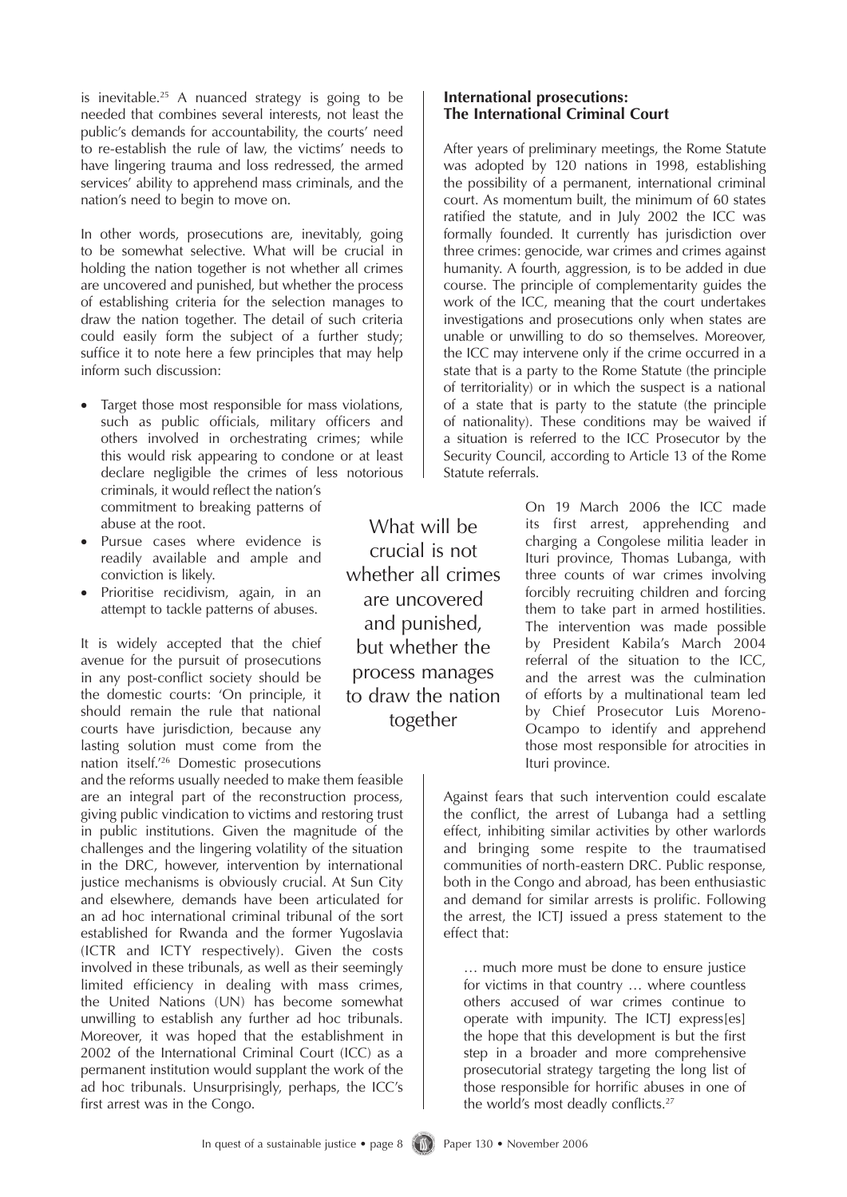is inevitable.[25] A nuanced strategy is going to be needed that combines several interests, not least the public's demands for accountability, the courts' need to re-establish the rule of law, the victims' needs to have lingering trauma and loss redressed, the armed services' ability to apprehend mass criminals, and the nation's need to begin to move on.

In other words, prosecutions are, inevitably, going to be somewhat selective. What will be crucial in holding the nation together is not whether all crimes are uncovered and punished, but whether the process of establishing criteria for the selection manages to draw the nation together. The detail of such criteria could easily form the subject of a further study; suffice it to note here a few principles that may help inform such discussion:

- Target those most responsible for mass violations, such as public officials, military officers and others involved in orchestrating crimes; while this would risk appearing to condone or at least declare negligible the crimes of less notorious criminals, it would reflect the nation's commitment to breaking patterns of abuse at the root.
- Pursue cases where evidence is readily available and ample and conviction is likely.
- Prioritise recidivism, again, in an attempt to tackle patterns of abuses.

It is widely accepted that the chief avenue for the pursuit of prosecutions in any post-conflict society should be the domestic courts: 'On principle, it should remain the rule that national courts have jurisdiction, because any lasting solution must come from the nation itself.'[26] Domestic prosecutions and the reforms usually needed to make them feasible are an integral part of the reconstruction process, giving public vindication to victims and restoring trust in public institutions. Given the magnitude of the challenges and the lingering volatility of the situation in the DRC, however, intervention by international justice mechanisms is obviously crucial. At Sun City and elsewhere, demands have been articulated for an ad hoc international criminal tribunal of the sort established for Rwanda and the former Yugoslavia (ICTR and ICTY respectively). Given the costs involved in these tribunals, as well as their seemingly limited efficiency in dealing with mass crimes, the United Nations (UN) has become somewhat unwilling to establish any further ad hoc tribunals. Moreover, it was hoped that the establishment in 2002 of the International Criminal Court (ICC) as a permanent institution would supplant the work of the ad hoc tribunals. Unsurprisingly, perhaps, the ICC's first arrest was in the Congo.

> What will be crucial is not whether all crimes are uncovered and punished, but whether the process manages to draw the nation together

## International prosecutions: The International Criminal Court

After years of preliminary meetings, the Rome Statute was adopted by 120 nations in 1998, establishing the possibility of a permanent, international criminal court. As momentum built, the minimum of 60 states ratified the statute, and in July 2002 the ICC was formally founded. It currently has jurisdiction over three crimes: genocide, war crimes and crimes against humanity. A fourth, aggression, is to be added in due course. The principle of complementarity guides the work of the ICC, meaning that the court undertakes investigations and prosecutions only when states are unable or unwilling to do so themselves. Moreover, the ICC may intervene only if the crime occurred in a state that is a party to the Rome Statute (the principle of territoriality) or in which the suspect is a national of a state that is party to the statute (the principle of nationality). These conditions may be waived if a situation is referred to the ICC Prosecutor by the Security Council, according to Article 13 of the Rome Statute referrals.

On 19 March 2006 the ICC made its first arrest, apprehending and charging a Congolese militia leader in Ituri province, Thomas Lubanga, with three counts of war crimes involving forcibly recruiting children and forcing them to take part in armed hostilities. The intervention was made possible by President Kabila's March 2004 referral of the situation to the ICC, and the arrest was the culmination of efforts by a multinational team led by Chief Prosecutor Luis Moreno-Ocampo to identify and apprehend those most responsible for atrocities in Ituri province.

Against fears that such intervention could escalate the conflict, the arrest of Lubanga had a settling effect, inhibiting similar activities by other warlords and bringing some respite to the traumatised communities of north-eastern DRC. Public response, both in the Congo and abroad, has been enthusiastic and demand for similar arrests is prolific. Following the arrest, the ICTJ issued a press statement to the effect that:

> … much more must be done to ensure justice for victims in that country … where countless others accused of war crimes continue to operate with impunity. The ICTJ express[es] the hope that this development is but the first step in a broader and more comprehensive prosecutorial strategy targeting the long list of those responsible for horrific abuses in one of the world's most deadly conflicts.[27]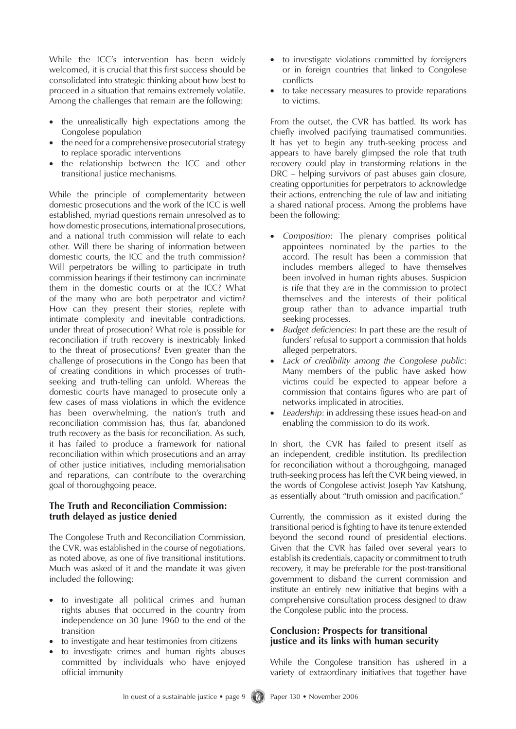While the ICC's intervention has been widely welcomed, it is crucial that this first success should be consolidated into strategic thinking about how best to proceed in a situation that remains extremely volatile. Among the challenges that remain are the following:

- the unrealistically high expectations among the Congolese population
- the need for a comprehensive prosecutorial strategy to replace sporadic interventions
- the relationship between the ICC and other transitional justice mechanisms.

While the principle of complementarity between domestic prosecutions and the work of the ICC is well established, myriad questions remain unresolved as to how domestic prosecutions, international prosecutions, and a national truth commission will relate to each other. Will there be sharing of information between domestic courts, the ICC and the truth commission? Will perpetrators be willing to participate in truth commission hearings if their testimony can incriminate them in the domestic courts or at the ICC? What of the many who are both perpetrator and victim? How can they present their stories, replete with intimate complexity and inevitable contradictions, under threat of prosecution? What role is possible for reconciliation if truth recovery is inextricably linked to the threat of prosecutions? Even greater than the challenge of prosecutions in the Congo has been that of creating conditions in which processes of truth-seeking and truth-telling can unfold. Whereas the domestic courts have managed to prosecute only a few cases of mass violations in which the evidence has been overwhelming, the nation's truth and reconciliation commission has, thus far, abandoned truth recovery as the basis for reconciliation. As such, it has failed to produce a framework for national reconciliation within which prosecutions and an array of other justice initiatives, including memorialisation and reparations, can contribute to the overarching goal of thoroughgoing peace.

### The Truth and Reconciliation Commission: truth delayed as justice denied

The Congolese Truth and Reconciliation Commission, the CVR, was established in the course of negotiations, as noted above, as one of five transitional institutions. Much was asked of it and the mandate it was given included the following:

- to investigate all political crimes and human rights abuses that occurred in the country from independence on 30 June 1960 to the end of the transition
- to investigate and hear testimonies from citizens
- to investigate crimes and human rights abuses committed by individuals who have enjoyed official immunity
- to investigate violations committed by foreigners or in foreign countries that linked to Congolese conflicts
- to take necessary measures to provide reparations to victims.

From the outset, the CVR has battled. Its work has chiefly involved pacifying traumatised communities. It has yet to begin any truth-seeking process and appears to have barely glimpsed the role that truth recovery could play in transforming relations in the DRC – helping survivors of past abuses gain closure, creating opportunities for perpetrators to acknowledge their actions, entrenching the rule of law and initiating a shared national process. Among the problems have been the following:

- *Composition*: The plenary comprises political appointees nominated by the parties to the accord. The result has been a commission that includes members alleged to have themselves been involved in human rights abuses. Suspicion is rife that they are in the commission to protect themselves and the interests of their political group rather than to advance impartial truth seeking processes.
- *Budget deficiencies*: In part these are the result of funders' refusal to support a commission that holds alleged perpetrators.
- *Lack of credibility among the Congolese public*: Many members of the public have asked how victims could be expected to appear before a commission that contains figures who are part of networks implicated in atrocities.
- *Leadership*: in addressing these issues head-on and enabling the commission to do its work.

In short, the CVR has failed to present itself as an independent, credible institution. Its predilection for reconciliation without a thoroughgoing, managed truth-seeking process has left the CVR being viewed, in the words of Congolese activist Joseph Yav Katshung, as essentially about "truth omission and pacification."

Currently, the commission as it existed during the transitional period is fighting to have its tenure extended beyond the second round of presidential elections. Given that the CVR has failed over several years to establish its credentials, capacity or commitment to truth recovery, it may be preferable for the post-transitional government to disband the current commission and institute an entirely new initiative that begins with a comprehensive consultation process designed to draw the Congolese public into the process.

### Conclusion: Prospects for transitional justice and its links with human security

While the Congolese transition has ushered in a variety of extraordinary initiatives that together have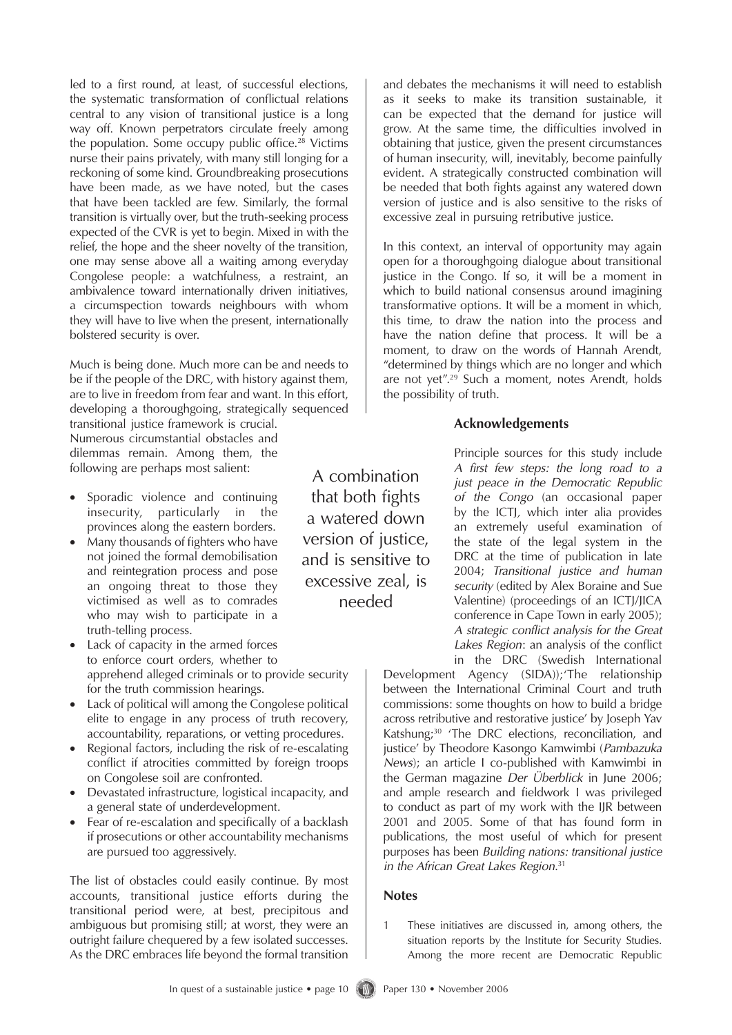led to a first round, at least, of successful elections, the systematic transformation of conflictual relations central to any vision of transitional justice is a long way off. Known perpetrators circulate freely among the population. Some occupy public office.[28] Victims nurse their pains privately, with many still longing for a reckoning of some kind. Groundbreaking prosecutions have been made, as we have noted, but the cases that have been tackled are few. Similarly, the formal transition is virtually over, but the truth-seeking process expected of the CVR is yet to begin. Mixed in with the relief, the hope and the sheer novelty of the transition, one may sense above all a waiting among everyday Congolese people: a watchfulness, a restraint, an ambivalence toward internationally driven initiatives, a circumspection towards neighbours with whom they will have to live when the present, internationally bolstered security is over.

Much is being done. Much more can be and needs to be if the people of the DRC, with history against them, are to live in freedom from fear and want. In this effort, developing a thoroughgoing, strategically sequenced transitional justice framework is crucial. Numerous circumstantial obstacles and dilemmas remain. Among them, the following are perhaps most salient:

- Sporadic violence and continuing insecurity, particularly in the provinces along the eastern borders.
- Many thousands of fighters who have not joined the formal demobilisation and reintegration process and pose an ongoing threat to those they victimised as well as to comrades who may wish to participate in a truth-telling process.
- Lack of capacity in the armed forces to enforce court orders, whether to apprehend alleged criminals or to provide security for the truth commission hearings.
- Lack of political will among the Congolese political elite to engage in any process of truth recovery, accountability, reparations, or vetting procedures.
- Regional factors, including the risk of re-escalating conflict if atrocities committed by foreign troops on Congolese soil are confronted.
- Devastated infrastructure, logistical incapacity, and a general state of underdevelopment.
- Fear of re-escalation and specifically of a backlash if prosecutions or other accountability mechanisms are pursued too aggressively.

The list of obstacles could easily continue. By most accounts, transitional justice efforts during the transitional period were, at best, precipitous and ambiguous but promising still; at worst, they were an outright failure chequered by a few isolated successes. As the DRC embraces life beyond the formal transition and debates the mechanisms it will need to establish as it seeks to make its transition sustainable, it can be expected that the demand for justice will grow. At the same time, the difficulties involved in obtaining that justice, given the present circumstances of human insecurity, will, inevitably, become painfully evident. A strategically constructed combination will be needed that both fights against any watered down version of justice and is also sensitive to the risks of excessive zeal in pursuing retributive justice.

> A combination that both fights a watered down version of justice, and is sensitive to excessive zeal, is needed

In this context, an interval of opportunity may again open for a thoroughgoing dialogue about transitional justice in the Congo. If so, it will be a moment in which to build national consensus around imagining transformative options. It will be a moment in which, this time, to draw the nation into the process and have the nation define that process. It will be a moment, to draw on the words of Hannah Arendt, "determined by things which are no longer and which are not yet".[29] Such a moment, notes Arendt, holds the possibility of truth.

### Acknowledgements

Principle sources for this study include *A first few steps: the long road to a just peace in the Democratic Republic of the Congo* (an occasional paper by the ICTJ, which inter alia provides an extremely useful examination of the state of the legal system in the DRC at the time of publication in late 2004; *Transitional justice and human security* (edited by Alex Boraine and Sue Valentine) (proceedings of an ICTJ/JICA conference in Cape Town in early 2005); *A strategic conflict analysis for the Great Lakes Region*: an analysis of the conflict in the DRC (Swedish International Development Agency (SIDA));'The relationship between the International Criminal Court and truth commissions: some thoughts on how to build a bridge across retributive and restorative justice' by Joseph Yav Katshung;[30] 'The DRC elections, reconciliation, and justice' by Theodore Kasongo Kamwimbi (*Pambazuka News*); an article I co-published with Kamwimbi in the German magazine *Der Überblick* in June 2006; and ample research and fieldwork I was privileged to conduct as part of my work with the IJR between 2001 and 2005. Some of that has found form in publications, the most useful of which for present purposes has been *Building nations: transitional justice in the African Great Lakes Region*.[31]

### Notes

1 These initiatives are discussed in, among others, the situation reports by the Institute for Security Studies. Among the more recent are Democratic Republic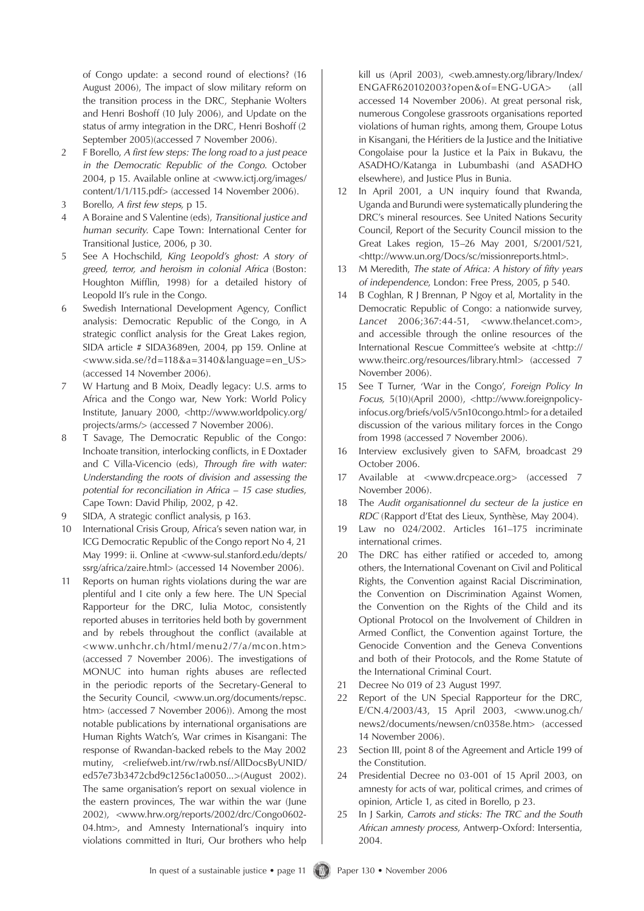of Congo update: a second round of elections? (16 August 2006), The impact of slow military reform on the transition process in the DRC, Stephanie Wolters and Henri Boshoff (10 July 2006), and Update on the status of army integration in the DRC, Henri Boshoff (2 September 2005)(accessed 7 November 2006).

2. F Borello, *A first few steps: The long road to a just peace in the Democratic Republic of the Congo.* October 2004, p 15. Available online at <www.ictj.org/images/content/1/1/115.pdf> (accessed 14 November 2006).
3. Borello, *A first few steps,* p 15.
4. A Boraine and S Valentine (eds), *Transitional justice and human security.* Cape Town: International Center for Transitional Justice, 2006, p 30.
5. See A Hochschild, *King Leopold's ghost: A story of greed, terror, and heroism in colonial Africa* (Boston: Houghton Mifflin, 1998) for a detailed history of Leopold II's rule in the Congo.
6. Swedish International Development Agency, Conflict analysis: Democratic Republic of the Congo, in A strategic conflict analysis for the Great Lakes region, SIDA article # SIDA3689en, 2004, pp 159. Online at <www.sida.se/?d=118&a=3140&language=en_US> (accessed 14 November 2006).
7. W Hartung and B Moix, Deadly legacy: U.S. arms to Africa and the Congo war, New York: World Policy Institute, January 2000, <http://www.worldpolicy.org/projects/arms/> (accessed 7 November 2006).
8. T Savage, The Democratic Republic of the Congo: Inchoate transition, interlocking conflicts, in E Doxtader and C Villa-Vicencio (eds), *Through fire with water: Understanding the roots of division and assessing the potential for reconciliation in Africa – 15 case studies,* Cape Town: David Philip, 2002, p 42.
9. SIDA, A strategic conflict analysis, p 163.
10. International Crisis Group, Africa's seven nation war, in ICG Democratic Republic of the Congo report No 4, 21 May 1999: ii. Online at <www-sul.stanford.edu/depts/ssrg/africa/zaire.html> (accessed 14 November 2006).
11. Reports on human rights violations during the war are plentiful and I cite only a few here. The UN Special Rapporteur for the DRC, Iulia Motoc, consistently reported abuses in territories held both by government and by rebels throughout the conflict (available at <www.unhchr.ch/html/menu2/7/a/mcon.htm> (accessed 7 November 2006). The investigations of MONUC into human rights abuses are reflected in the periodic reports of the Secretary-General to the Security Council, <www.un.org/documents/repsc.htm> (accessed 7 November 2006)). Among the most notable publications by international organisations are Human Rights Watch's, War crimes in Kisangani: The response of Rwandan-backed rebels to the May 2002 mutiny, <reliefweb.int/rw/rwb.nsf/AllDocsByUNID/ed57e73b3472cbd9c1256c1a0050...>(August 2002). The same organisation's report on sexual violence in the eastern provinces, The war within the war (June 2002), <www.hrw.org/reports/2002/drc/Congo0602-04.htm>, and Amnesty International's inquiry into violations committed in Ituri, Our brothers who help kill us (April 2003), <web.amnesty.org/library/Index/ENGAFR620102003?open&of=ENG-UGA> (all accessed 14 November 2006). At great personal risk, numerous Congolese grassroots organisations reported violations of human rights, among them, Groupe Lotus in Kisangani, the Héritiers de la Justice and the Initiative Congolaise pour la Justice et la Paix in Bukavu, the ASADHO/Katanga in Lubumbashi (and ASADHO elsewhere), and Justice Plus in Bunia.
12. In April 2001, a UN inquiry found that Rwanda, Uganda and Burundi were systematically plundering the DRC's mineral resources. See United Nations Security Council, Report of the Security Council mission to the Great Lakes region, 15–26 May 2001, S/2001/521, <http://www.un.org/Docs/sc/missionreports.html>.
13. M Meredith, *The state of Africa: A history of fifty years of independence*, London: Free Press, 2005, p 540.
14. B Coghlan, R J Brennan, P Ngoy et al, Mortality in the Democratic Republic of Congo: a nationwide survey, *Lancet* 2006;367:44-51, <www.thelancet.com>, and accessible through the online resources of the International Rescue Committee's website at <http://www.theirc.org/resources/library.html> (accessed 7 November 2006).
15. See T Turner, 'War in the Congo', *Foreign Policy In Focus,* 5(10)(April 2000), <http://www.foreignpolicy-infocus.org/briefs/vol5/v5n10congo.html> for a detailed discussion of the various military forces in the Congo from 1998 (accessed 7 November 2006).
16. Interview exclusively given to SAFM, broadcast 29 October 2006.
17. Available at <www.drcpeace.org> (accessed 7 November 2006).
18. The *Audit organisationnel du secteur de la justice en RDC* (Rapport d'Etat des Lieux, Synthèse, May 2004).
19. Law no 024/2002. Articles 161–175 incriminate international crimes.
20. The DRC has either ratified or acceded to, among others, the International Covenant on Civil and Political Rights, the Convention against Racial Discrimination, the Convention on Discrimination Against Women, the Convention on the Rights of the Child and its Optional Protocol on the Involvement of Children in Armed Conflict, the Convention against Torture, the Genocide Convention and the Geneva Conventions and both of their Protocols, and the Rome Statute of the International Criminal Court.
21. Decree No 019 of 23 August 1997.
22. Report of the UN Special Rapporteur for the DRC, E/CN.4/2003/43, 15 April 2003, <www.unog.ch/news2/documents/newsen/cn0358e.htm> (accessed 14 November 2006).
23. Section III, point 8 of the Agreement and Article 199 of the Constitution.
24. Presidential Decree no 03-001 of 15 April 2003, on amnesty for acts of war, political crimes, and crimes of opinion, Article 1, as cited in Borello, p 23.
25. In J Sarkin, *Carrots and sticks: The TRC and the South African amnesty process*, Antwerp-Oxford: Intersentia, 2004.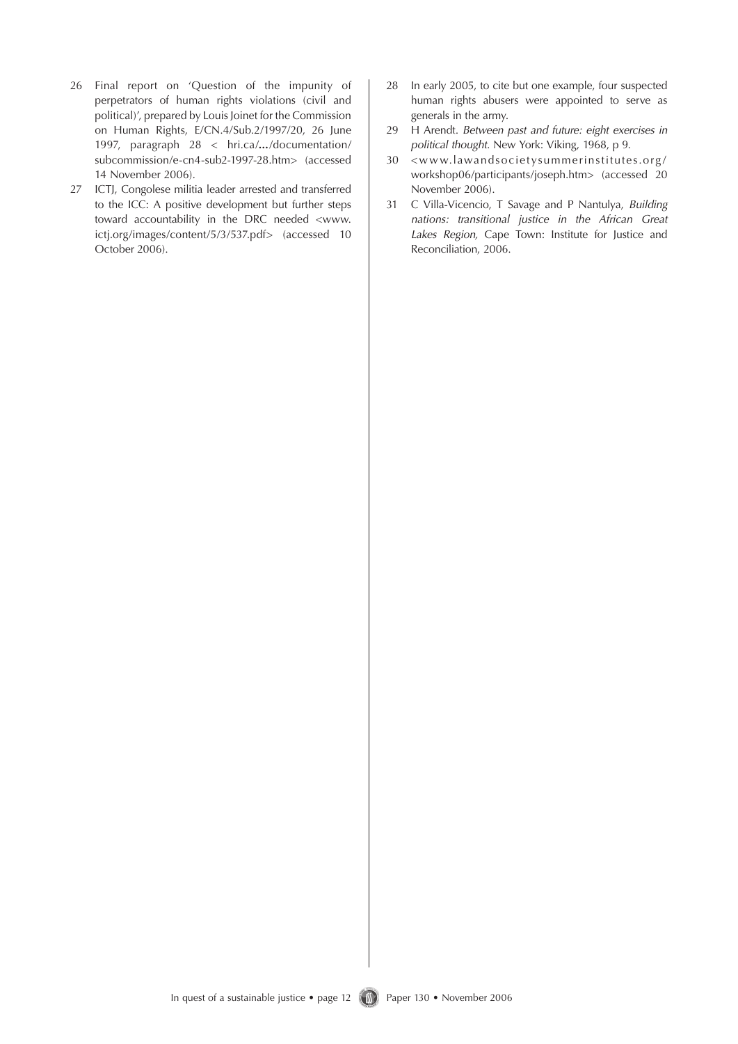26 Final report on 'Question of the impunity of perpetrators of human rights violations (civil and political)', prepared by Louis Joinet for the Commission on Human Rights, E/CN.4/Sub.2/1997/20, 26 June 1997, paragraph 28 < hri.ca/.../documentation/subcommission/e-cn4-sub2-1997-28.htm> (accessed 14 November 2006).

27 ICTJ, Congolese militia leader arrested and transferred to the ICC: A positive development but further steps toward accountability in the DRC needed <www.ictj.org/images/content/5/3/537.pdf> (accessed 10 October 2006).

28 In early 2005, to cite but one example, four suspected human rights abusers were appointed to serve as generals in the army.

29 H Arendt. *Between past and future: eight exercises in political thought*. New York: Viking, 1968, p 9.

30 <www.lawandsocietysummerinstitutes.org/workshop06/participants/joseph.htm> (accessed 20 November 2006).

31 C Villa-Vicencio, T Savage and P Nantulya, *Building nations: transitional justice in the African Great Lakes Region,* Cape Town: Institute for Justice and Reconciliation, 2006.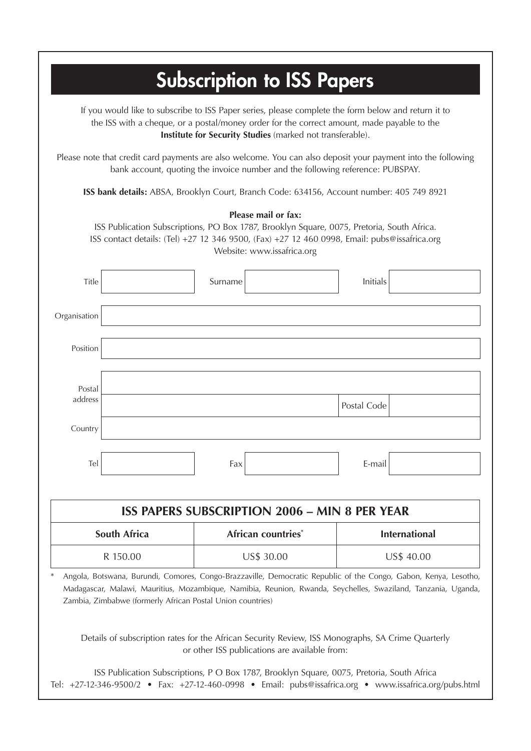# Subscription to ISS Papers

If you would like to subscribe to ISS Paper series, please complete the form below and return it to the ISS with a cheque, or a postal/money order for the correct amount, made payable to the **Institute for Security Studies** (marked not transferable).

Please note that credit card payments are also welcome. You can also deposit your payment into the following bank account, quoting the invoice number and the following reference: PUBSPAY.

**ISS bank details:** ABSA, Brooklyn Court, Branch Code: 634156, Account number: 405 749 8921

**Please mail or fax:**
ISS Publication Subscriptions, PO Box 1787, Brooklyn Square, 0075, Pretoria, South Africa.
ISS contact details: (Tel) +27 12 346 9500, (Fax) +27 12 460 0998, Email: pubs@issafrica.org
Website: www.issafrica.org

| Title | | Surname | | Initials | |
|---|---|---|---|---|---|
| Organisation | | | | | |
| Position | | | | | |
| Postal address | | | | | |
| | | | | Postal Code | |
| Country | | | | | |
| Tel | | Fax | | E-mail | |

| ISS PAPERS SUBSCRIPTION 2006 – MIN 8 PER YEAR | | |
|---|---|---|
| **South Africa** | **African countries*** | **International** |
| R 150.00 | US$ 30.00 | US$ 40.00 |

\* Angola, Botswana, Burundi, Comores, Congo-Brazzaville, Democratic Republic of the Congo, Gabon, Kenya, Lesotho, Madagascar, Malawi, Mauritius, Mozambique, Namibia, Reunion, Rwanda, Seychelles, Swaziland, Tanzania, Uganda, Zambia, Zimbabwe (formerly African Postal Union countries)

Details of subscription rates for the African Security Review, ISS Monographs, SA Crime Quarterly or other ISS publications are available from:

ISS Publication Subscriptions, P O Box 1787, Brooklyn Square, 0075, Pretoria, South Africa
Tel: +27-12-346-9500/2 • Fax: +27-12-460-0998 • Email: pubs@issafrica.org • www.issafrica.org/pubs.html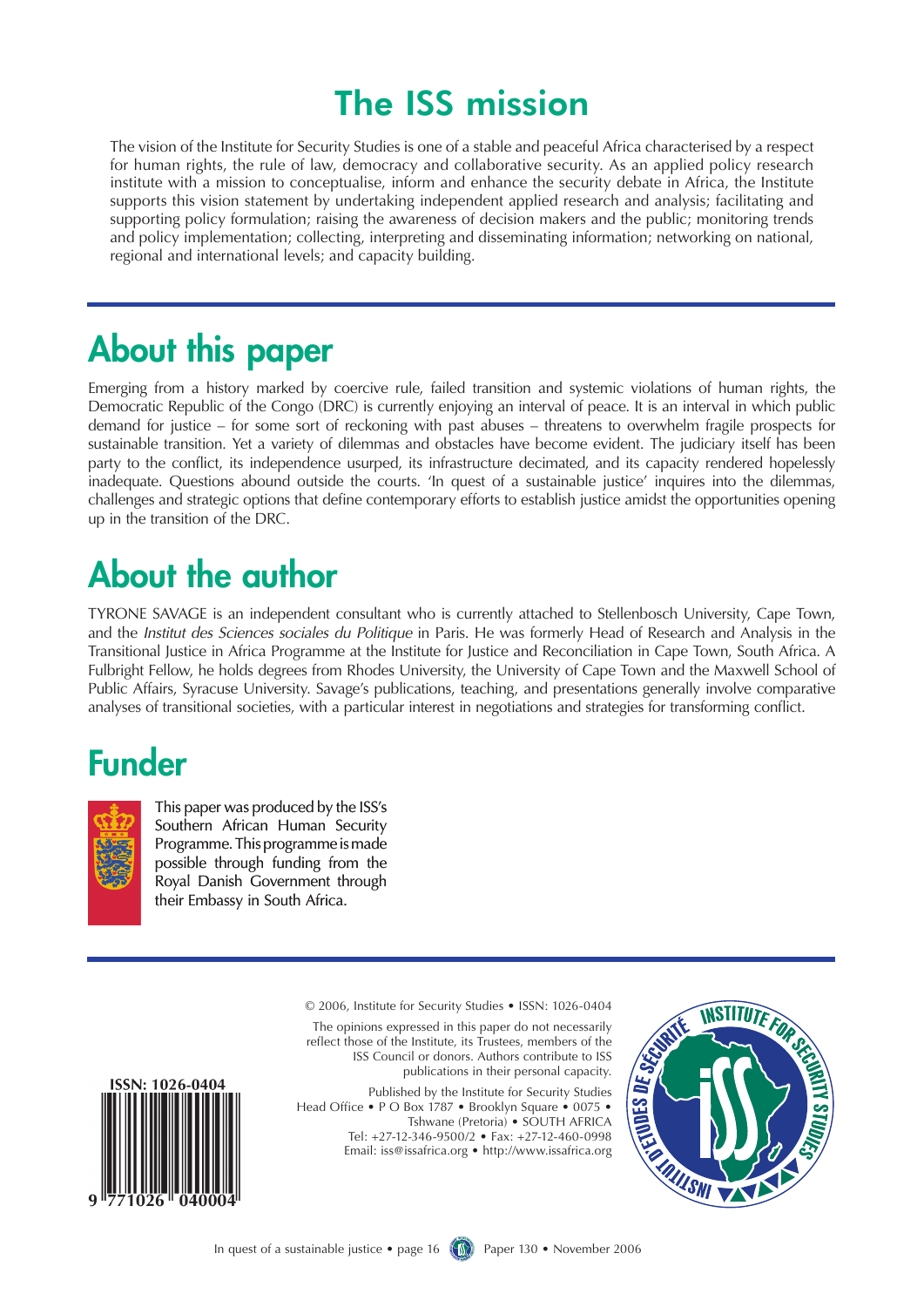# The ISS mission

The vision of the Institute for Security Studies is one of a stable and peaceful Africa characterised by a respect for human rights, the rule of law, democracy and collaborative security. As an applied policy research institute with a mission to conceptualise, inform and enhance the security debate in Africa, the Institute supports this vision statement by undertaking independent applied research and analysis; facilitating and supporting policy formulation; raising the awareness of decision makers and the public; monitoring trends and policy implementation; collecting, interpreting and disseminating information; networking on national, regional and international levels; and capacity building.

## About this paper

Emerging from a history marked by coercive rule, failed transition and systemic violations of human rights, the Democratic Republic of the Congo (DRC) is currently enjoying an interval of peace. It is an interval in which public demand for justice – for some sort of reckoning with past abuses – threatens to overwhelm fragile prospects for sustainable transition. Yet a variety of dilemmas and obstacles have become evident. The judiciary itself has been party to the conflict, its independence usurped, its infrastructure decimated, and its capacity rendered hopelessly inadequate. Questions abound outside the courts. 'In quest of a sustainable justice' inquires into the dilemmas, challenges and strategic options that define contemporary efforts to establish justice amidst the opportunities opening up in the transition of the DRC.

## About the author

TYRONE SAVAGE is an independent consultant who is currently attached to Stellenbosch University, Cape Town, and the *Institut des Sciences sociales du Politique* in Paris. He was formerly Head of Research and Analysis in the Transitional Justice in Africa Programme at the Institute for Justice and Reconciliation in Cape Town, South Africa. A Fulbright Fellow, he holds degrees from Rhodes University, the University of Cape Town and the Maxwell School of Public Affairs, Syracuse University. Savage's publications, teaching, and presentations generally involve comparative analyses of transitional societies, with a particular interest in negotiations and strategies for transforming conflict.

## Funder

This paper was produced by the ISS's Southern African Human Security Programme. This programme is made possible through funding from the Royal Danish Government through their Embassy in South Africa.

© 2006, Institute for Security Studies • ISSN: 1026-0404

The opinions expressed in this paper do not necessarily reflect those of the Institute, its Trustees, members of the ISS Council or donors. Authors contribute to ISS publications in their personal capacity.

Published by the Institute for Security Studies
Head Office • P O Box 1787 • Brooklyn Square • 0075 •
Tshwane (Pretoria) • SOUTH AFRICA
Tel: +27-12-346-9500/2 • Fax: +27-12-460-0998
Email: iss@issafrica.org • http://www.issafrica.org

ISSN: 1026-0404

9 771026 040004

INSTITUTE FOR SECURITY STUDIES

INSTITUT D'ETUDES DE SÉCURITÉ